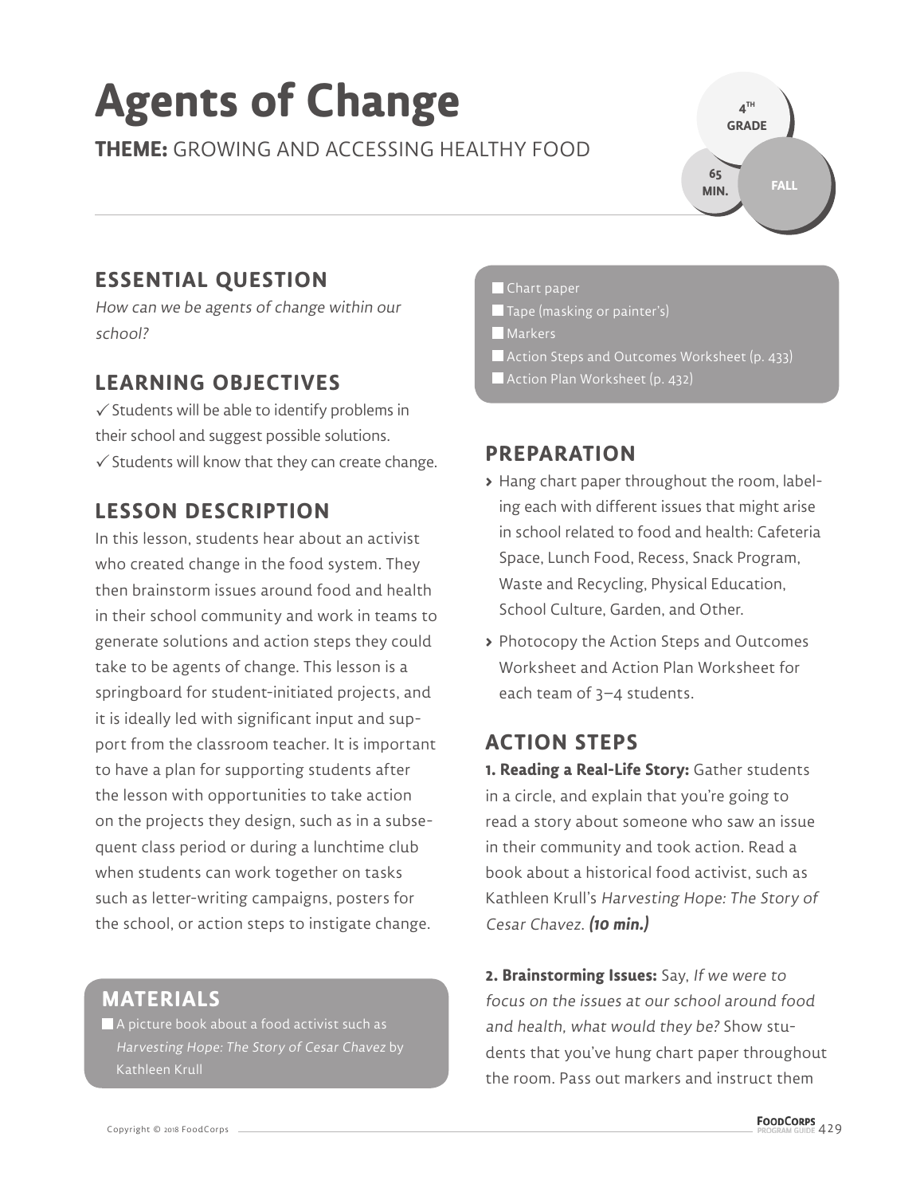# Agents of Change

**THEME:** GROWING AND ACCESSING HEALTHY FOOD

4TH GRADE | 65 MIN. | FALL

## ESSENTIAL QUESTION

*How can we be agents of change within our school?*

## LEARNING OBJECTIVES

✓ Students will be able to identify problems in their school and suggest possible solutions.

✓ Students will know that they can create change.

## LESSON DESCRIPTION

In this lesson, students hear about an activist who created change in the food system. They then brainstorm issues around food and health in their school community and work in teams to generate solutions and action steps they could take to be agents of change. This lesson is a springboard for student-initiated projects, and it is ideally led with significant input and support from the classroom teacher. It is important to have a plan for supporting students after the lesson with opportunities to take action on the projects they design, such as in a subsequent class period or during a lunchtime club when students can work together on tasks such as letter-writing campaigns, posters for the school, or action steps to instigate change.

## MATERIALS

- A picture book about a food activist such as *Harvesting Hope: The Story of Cesar Chavez* by Kathleen Krull
- Chart paper
- Tape (masking or painter's)
- Markers
- Action Steps and Outcomes Worksheet (p. 433)
- Action Plan Worksheet (p. 432)

## PREPARATION

- Hang chart paper throughout the room, labeling each with different issues that might arise in school related to food and health: Cafeteria Space, Lunch Food, Recess, Snack Program, Waste and Recycling, Physical Education, School Culture, Garden, and Other.
- Photocopy the Action Steps and Outcomes Worksheet and Action Plan Worksheet for each team of 3–4 students.

## ACTION STEPS

**1. Reading a Real-Life Story:** Gather students in a circle, and explain that you're going to read a story about someone who saw an issue in their community and took action. Read a book about a historical food activist, such as Kathleen Krull's *Harvesting Hope: The Story of Cesar Chavez*. ***(10 min.)***

**2. Brainstorming Issues:** Say, *If we were to focus on the issues at our school around food and health, what would they be?* Show students that you've hung chart paper throughout the room. Pass out markers and instruct them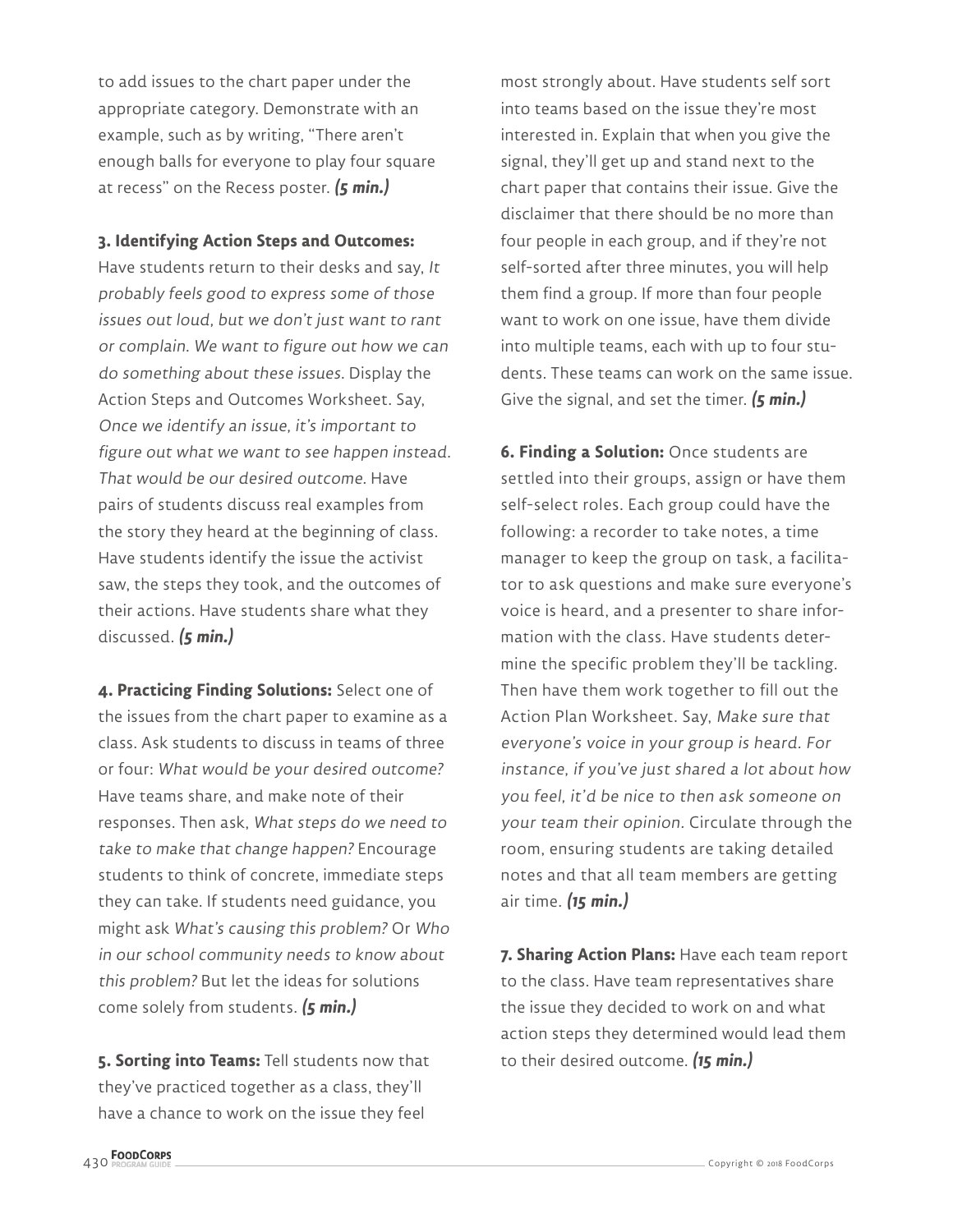to add issues to the chart paper under the appropriate category. Demonstrate with an example, such as by writing, "There aren't enough balls for everyone to play four square at recess" on the Recess poster. ***(5 min.)***

**3. Identifying Action Steps and Outcomes:** Have students return to their desks and say, *It probably feels good to express some of those issues out loud, but we don't just want to rant or complain. We want to figure out how we can do something about these issues.* Display the Action Steps and Outcomes Worksheet. Say, *Once we identify an issue, it's important to figure out what we want to see happen instead. That would be our desired outcome.* Have pairs of students discuss real examples from the story they heard at the beginning of class. Have students identify the issue the activist saw, the steps they took, and the outcomes of their actions. Have students share what they discussed. ***(5 min.)***

**4. Practicing Finding Solutions:** Select one of the issues from the chart paper to examine as a class. Ask students to discuss in teams of three or four: *What would be your desired outcome?* Have teams share, and make note of their responses. Then ask, *What steps do we need to take to make that change happen?* Encourage students to think of concrete, immediate steps they can take. If students need guidance, you might ask *What's causing this problem?* Or *Who in our school community needs to know about this problem?* But let the ideas for solutions come solely from students. ***(5 min.)***

**5. Sorting into Teams:** Tell students now that they've practiced together as a class, they'll have a chance to work on the issue they feel most strongly about. Have students self sort into teams based on the issue they're most interested in. Explain that when you give the signal, they'll get up and stand next to the chart paper that contains their issue. Give the disclaimer that there should be no more than four people in each group, and if they're not self-sorted after three minutes, you will help them find a group. If more than four people want to work on one issue, have them divide into multiple teams, each with up to four students. These teams can work on the same issue. Give the signal, and set the timer. ***(5 min.)***

**6. Finding a Solution:** Once students are settled into their groups, assign or have them self-select roles. Each group could have the following: a recorder to take notes, a time manager to keep the group on task, a facilitator to ask questions and make sure everyone's voice is heard, and a presenter to share information with the class. Have students determine the specific problem they'll be tackling. Then have them work together to fill out the Action Plan Worksheet. Say, *Make sure that everyone's voice in your group is heard. For instance, if you've just shared a lot about how you feel, it'd be nice to then ask someone on your team their opinion.* Circulate through the room, ensuring students are taking detailed notes and that all team members are getting air time. ***(15 min.)***

**7. Sharing Action Plans:** Have each team report to the class. Have team representatives share the issue they decided to work on and what action steps they determined would lead them to their desired outcome. ***(15 min.)***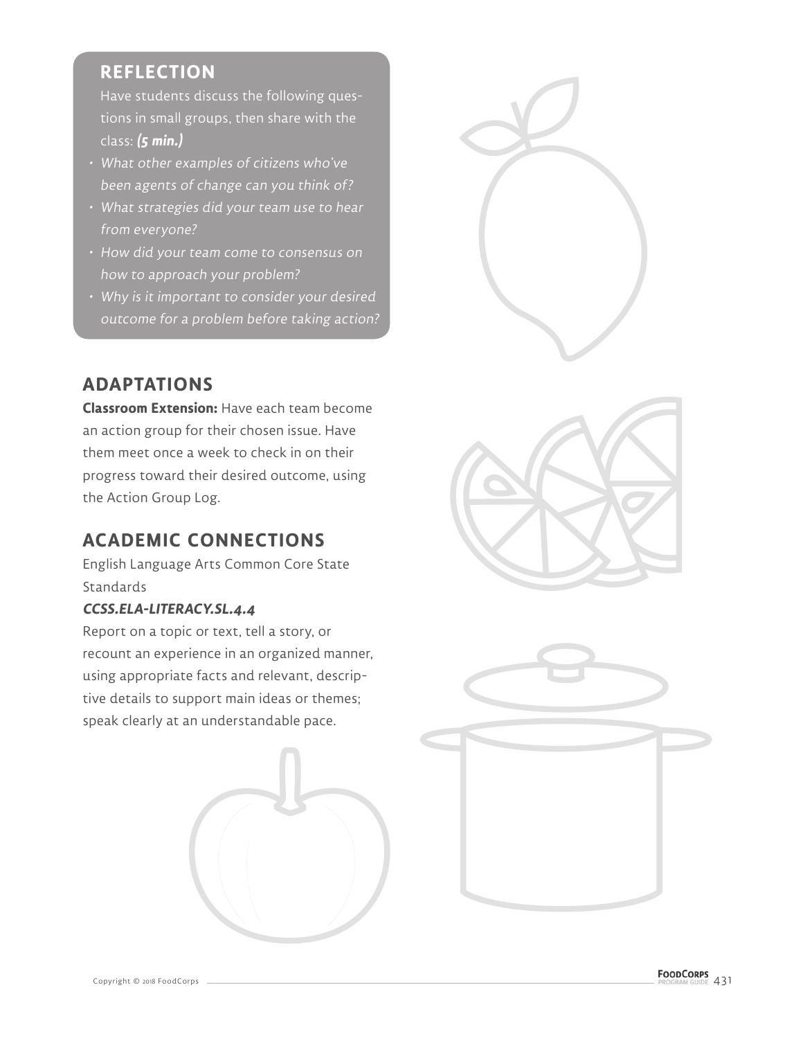## REFLECTION

Have students discuss the following questions in small groups, then share with the class: ***(5 min.)***

- *What other examples of citizens who've been agents of change can you think of?*
- *What strategies did your team use to hear from everyone?*
- *How did your team come to consensus on how to approach your problem?*
- *Why is it important to consider your desired outcome for a problem before taking action?*

## ADAPTATIONS

**Classroom Extension:** Have each team become an action group for their chosen issue. Have them meet once a week to check in on their progress toward their desired outcome, using the Action Group Log.

## ACADEMIC CONNECTIONS

English Language Arts Common Core State Standards

***CCSS.ELA-LITERACY.SL.4.4***

Report on a topic or text, tell a story, or recount an experience in an organized manner, using appropriate facts and relevant, descriptive details to support main ideas or themes; speak clearly at an understandable pace.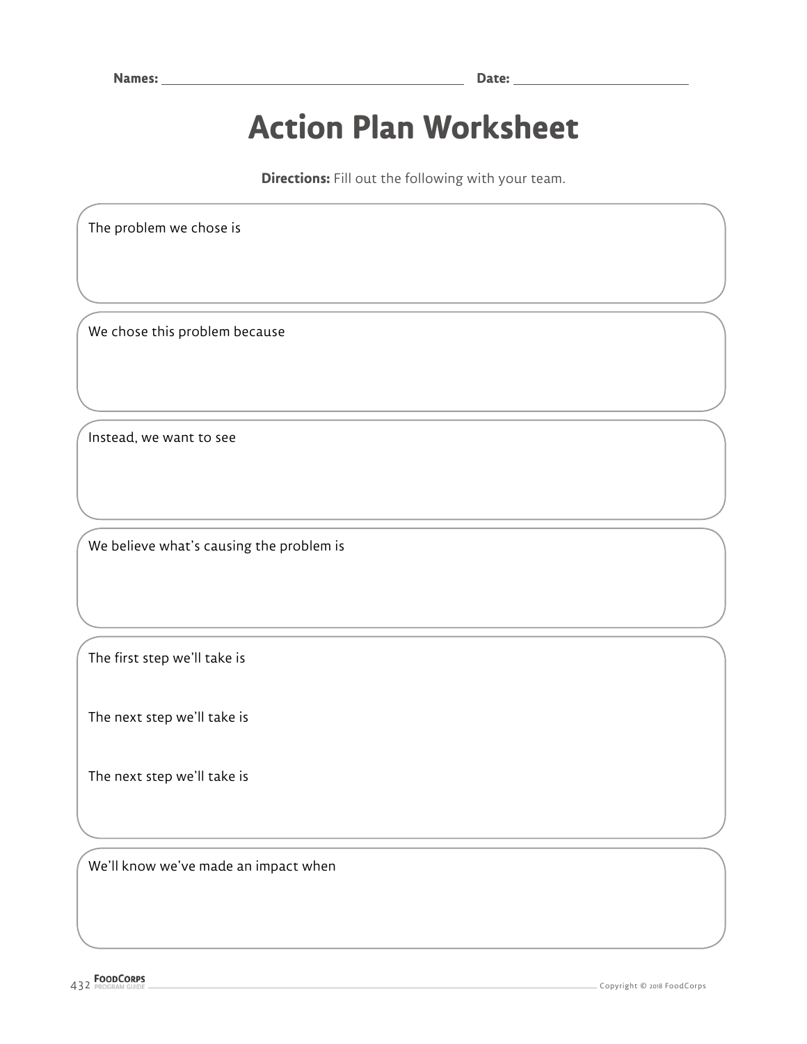Names: ______________________________ Date: ____________________

# Action Plan Worksheet

**Directions:** Fill out the following with your team.

The problem we chose is

We chose this problem because

Instead, we want to see

We believe what's causing the problem is

The first step we'll take is

The next step we'll take is

The next step we'll take is

We'll know we've made an impact when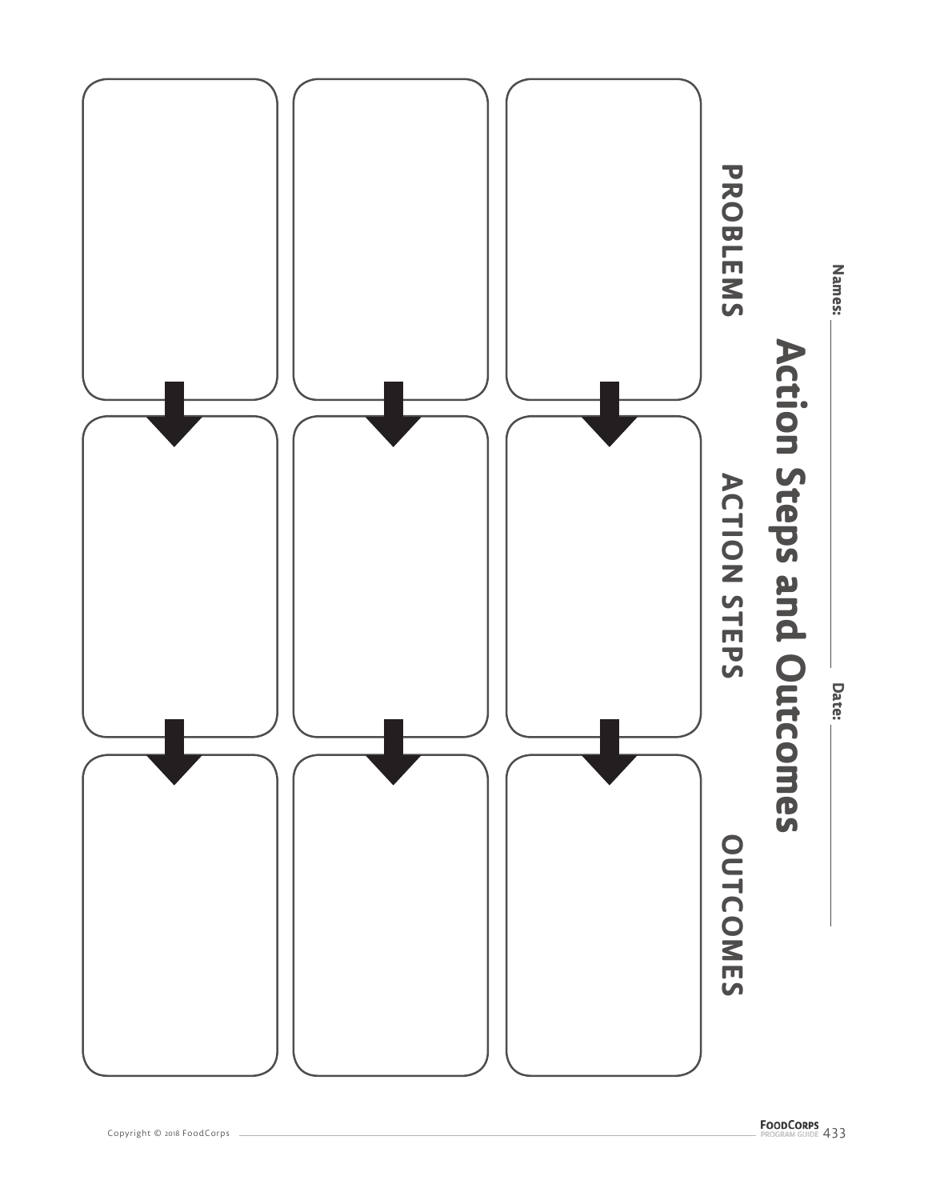# Action Steps and Outcomes

Names: ____________________ Date: __________

| PROBLEMS | ACTION STEPS | OUTCOMES |
| --- | --- | --- |
| | | |
| | | |
| | | |

Copyright © 2018 FoodCorps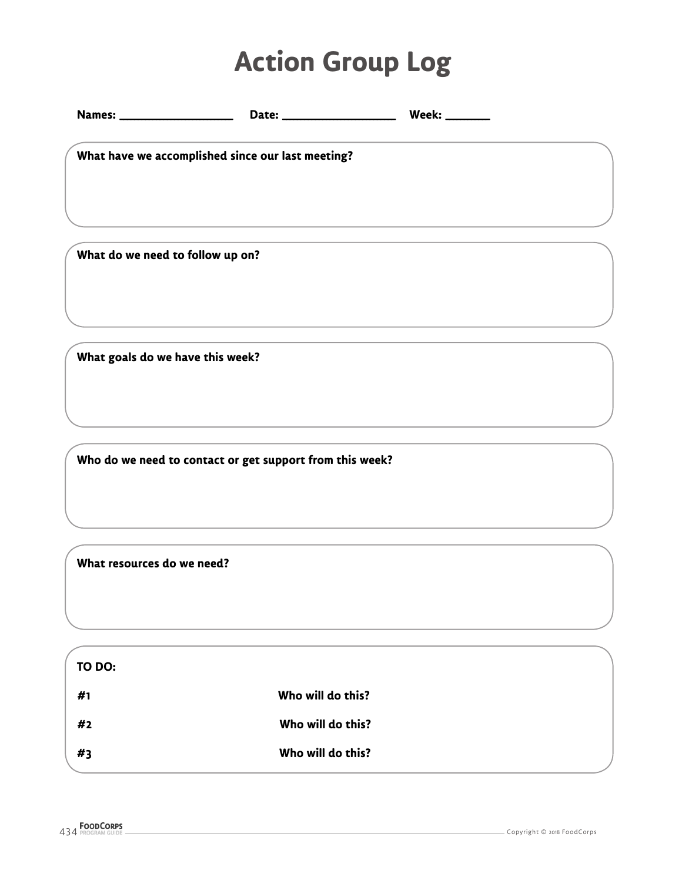# Action Group Log

**Names:** __________________ **Date:** __________________ **Week:** _______

**What have we accomplished since our last meeting?**

**What do we need to follow up on?**

**What goals do we have this week?**

**Who do we need to contact or get support from this week?**

**What resources do we need?**

**TO DO:**

| | |
|---|---|
| **#1** | **Who will do this?** |
| **#2** | **Who will do this?** |
| **#3** | **Who will do this?** |